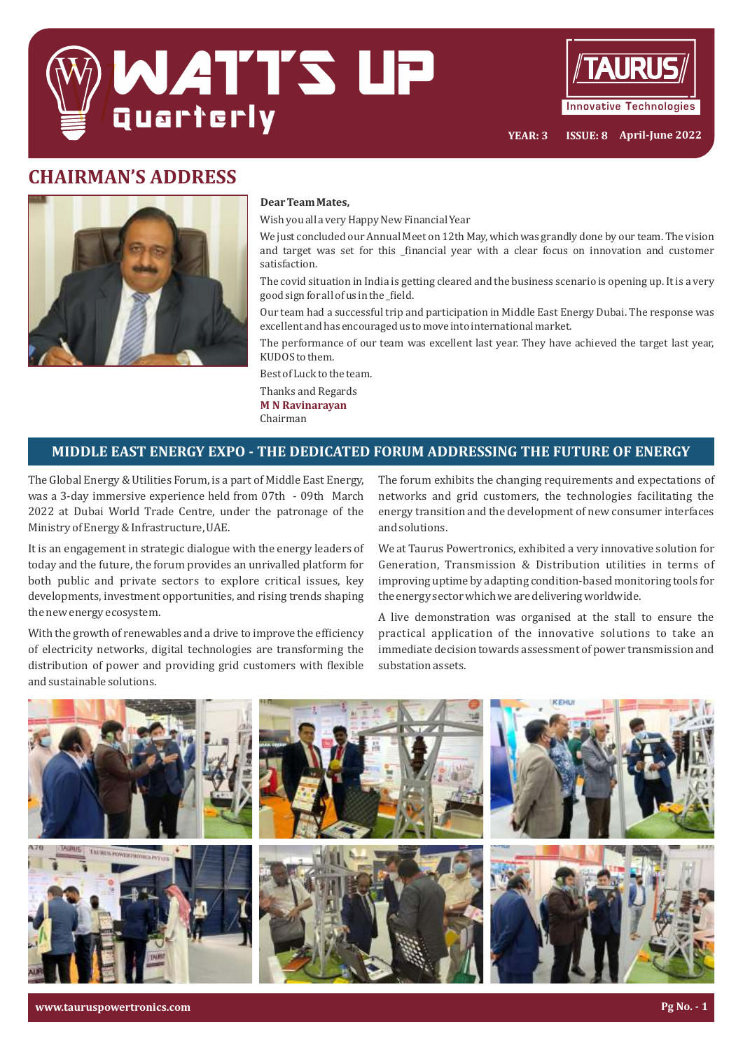# WATTS UP Quarterly

TAURUS Innovative Technologies

YEAR: 3 ISSUE: 8 April-June 2022

## CHAIRMAN'S ADDRESS

**Dear Team Mates,**

Wish you all a very Happy New Financial Year

We just concluded our Annual Meet on 12th May, which was grandly done by our team. The vision and target was set for this _financial year with a clear focus on innovation and customer satisfaction.

The covid situation in India is getting cleared and the business scenario is opening up. It is a very good sign for all of us in the _field.

Our team had a successful trip and participation in Middle East Energy Dubai. The response was excellent and has encouraged us to move into international market.

The performance of our team was excellent last year. They have achieved the target last year, KUDOS to them.

Best of Luck to the team.

Thanks and Regards
**M N Ravinarayan**
Chairman

## MIDDLE EAST ENERGY EXPO - THE DEDICATED FORUM ADDRESSING THE FUTURE OF ENERGY

The Global Energy & Utilities Forum, is a part of Middle East Energy, was a 3-day immersive experience held from 07th - 09th March 2022 at Dubai World Trade Centre, under the patronage of the Ministry of Energy & Infrastructure, UAE.

It is an engagement in strategic dialogue with the energy leaders of today and the future, the forum provides an unrivalled platform for both public and private sectors to explore critical issues, key developments, investment opportunities, and rising trends shaping the new energy ecosystem.

With the growth of renewables and a drive to improve the efficiency of electricity networks, digital technologies are transforming the distribution of power and providing grid customers with flexible and sustainable solutions.

The forum exhibits the changing requirements and expectations of networks and grid customers, the technologies facilitating the energy transition and the development of new consumer interfaces and solutions.

We at Taurus Powertronics, exhibited a very innovative solution for Generation, Transmission & Distribution utilities in terms of improving uptime by adapting condition-based monitoring tools for the energy sector which we are delivering worldwide.

A live demonstration was organised at the stall to ensure the practical application of the innovative solutions to take an immediate decision towards assessment of power transmission and substation assets.

www.tauruspowertronics.com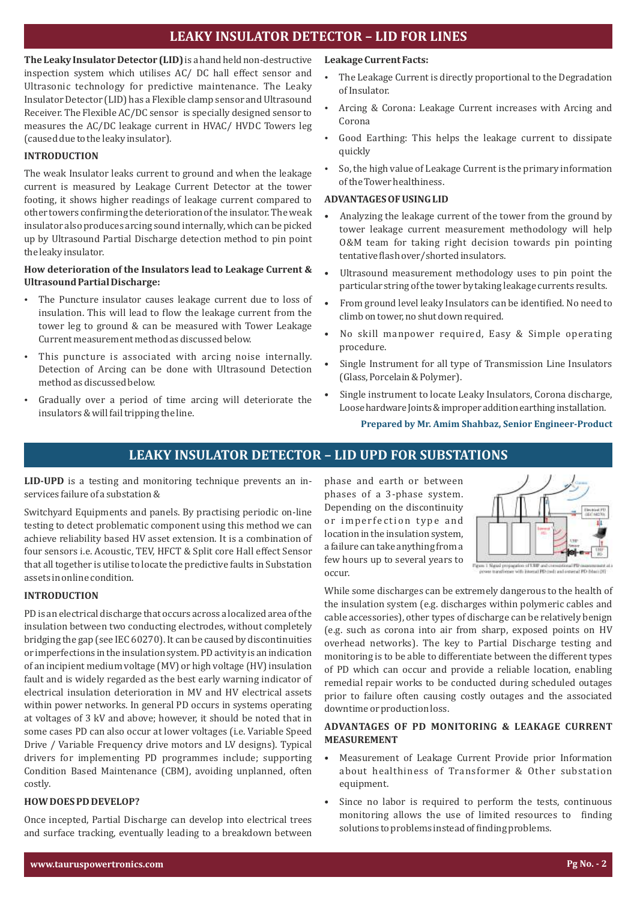## LEAKY INSULATOR DETECTOR – LID FOR LINES

**The Leaky Insulator Detector (LID)** is a hand held non-destructive inspection system which utilises AC/ DC hall effect sensor and Ultrasonic technology for predictive maintenance. The Leaky Insulator Detector (LID) has a Flexible clamp sensor and Ultrasound Receiver. The Flexible AC/DC sensor is specially designed sensor to measures the AC/DC leakage current in HVAC/ HVDC Towers leg (caused due to the leaky insulator).

### INTRODUCTION

The weak Insulator leaks current to ground and when the leakage current is measured by Leakage Current Detector at the tower footing, it shows higher readings of leakage current compared to other towers confirming the deterioration of the insulator. The weak insulator also produces arcing sound internally, which can be picked up by Ultrasound Partial Discharge detection method to pin point the leaky insulator.

### How deterioration of the Insulators lead to Leakage Current & Ultrasound Partial Discharge:

- The Puncture insulator causes leakage current due to loss of insulation. This will lead to flow the leakage current from the tower leg to ground & can be measured with Tower Leakage Current measurement method as discussed below.
- This puncture is associated with arcing noise internally. Detection of Arcing can be done with Ultrasound Detection method as discussed below.
- Gradually over a period of time arcing will deteriorate the insulators & will fail tripping the line.

### Leakage Current Facts:

- The Leakage Current is directly proportional to the Degradation of Insulator.
- Arcing & Corona: Leakage Current increases with Arcing and Corona
- Good Earthing: This helps the leakage current to dissipate quickly
- So, the high value of Leakage Current is the primary information of the Tower healthiness.

### ADVANTAGES OF USING LID

- Analyzing the leakage current of the tower from the ground by tower leakage current measurement methodology will help O&M team for taking right decision towards pin pointing tentative flash over/shorted insulators.
- Ultrasound measurement methodology uses to pin point the particular string of the tower by taking leakage currents results.
- From ground level leaky Insulators can be identified. No need to climb on tower, no shut down required.
- No skill manpower required, Easy & Simple operating procedure.
- Single Instrument for all type of Transmission Line Insulators (Glass, Porcelain & Polymer).
- Single instrument to locate Leaky Insulators, Corona discharge, Loose hardware Joints & improper addition earthing installation.

**Prepared by Mr. Amim Shahbaz, Senior Engineer-Product**

## LEAKY INSULATOR DETECTOR – LID UPD FOR SUBSTATIONS

**LID-UPD** is a testing and monitoring technique prevents an in-services failure of a substation &

Switchyard Equipments and panels. By practising periodic on-line testing to detect problematic component using this method we can achieve reliability based HV asset extension. It is a combination of four sensors i.e. Acoustic, TEV, HFCT & Split core Hall effect Sensor that all together is utilise to locate the predictive faults in Substation assets in online condition.

### INTRODUCTION

PD is an electrical discharge that occurs across a localized area of the insulation between two conducting electrodes, without completely bridging the gap (see IEC 60270). It can be caused by discontinuities or imperfections in the insulation system. PD activity is an indication of an incipient medium voltage (MV) or high voltage (HV) insulation fault and is widely regarded as the best early warning indicator of electrical insulation deterioration in MV and HV electrical assets within power networks. In general PD occurs in systems operating at voltages of 3 kV and above; however, it should be noted that in some cases PD can also occur at lower voltages (i.e. Variable Speed Drive / Variable Frequency drive motors and LV designs). Typical drivers for implementing PD programmes include; supporting Condition Based Maintenance (CBM), avoiding unplanned, often costly.

### HOW DOES PD DEVELOP?

Once incepted, Partial Discharge can develop into electrical trees and surface tracking, eventually leading to a breakdown between phase and earth or between phases of a 3-phase system. Depending on the discontinuity or imperfection type and location in the insulation system, a failure can take anything from a few hours up to several years to occur.

Figure 1 Signal propagation of UHF and conventional PD measurement at a power transformer with internal PD (red) and external PD (blue) [8]

While some discharges can be extremely dangerous to the health of the insulation system (e.g. discharges within polymeric cables and cable accessories), other types of discharge can be relatively benign (e.g. such as corona into air from sharp, exposed points on HV overhead networks). The key to Partial Discharge testing and monitoring is to be able to differentiate between the different types of PD which can occur and provide a reliable location, enabling remedial repair works to be conducted during scheduled outages prior to failure often causing costly outages and the associated downtime or production loss.

### ADVANTAGES OF PD MONITORING & LEAKAGE CURRENT MEASUREMENT

- Measurement of Leakage Current Provide prior Information about healthiness of Transformer & Other substation equipment.
- Since no labor is required to perform the tests, continuous monitoring allows the use of limited resources to finding solutions to problems instead of finding problems.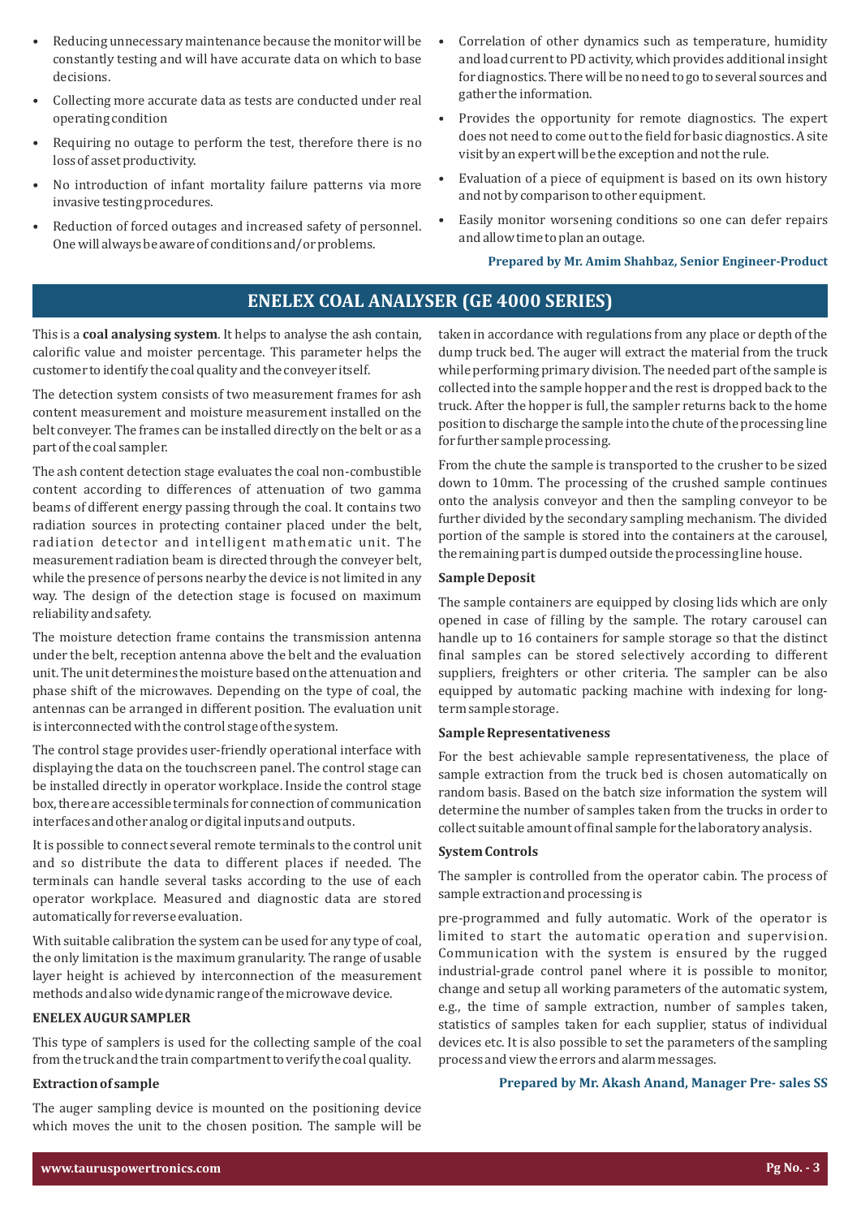- Reducing unnecessary maintenance because the monitor will be constantly testing and will have accurate data on which to base decisions.
- Collecting more accurate data as tests are conducted under real operating condition
- Requiring no outage to perform the test, therefore there is no loss of asset productivity.
- No introduction of infant mortality failure patterns via more invasive testing procedures.
- Reduction of forced outages and increased safety of personnel. One will always be aware of conditions and/or problems.
- Correlation of other dynamics such as temperature, humidity and load current to PD activity, which provides additional insight for diagnostics. There will be no need to go to several sources and gather the information.
- Provides the opportunity for remote diagnostics. The expert does not need to come out to the field for basic diagnostics. A site visit by an expert will be the exception and not the rule.
- Evaluation of a piece of equipment is based on its own history and not by comparison to other equipment.
- Easily monitor worsening conditions so one can defer repairs and allow time to plan an outage.

**Prepared by Mr. Amim Shahbaz, Senior Engineer-Product**

## ENELEX COAL ANALYSER (GE 4000 SERIES)

This is a **coal analysing system**. It helps to analyse the ash contain, calorific value and moister percentage. This parameter helps the customer to identify the coal quality and the conveyer itself.

The detection system consists of two measurement frames for ash content measurement and moisture measurement installed on the belt conveyer. The frames can be installed directly on the belt or as a part of the coal sampler.

The ash content detection stage evaluates the coal non-combustible content according to differences of attenuation of two gamma beams of different energy passing through the coal. It contains two radiation sources in protecting container placed under the belt, radiation detector and intelligent mathematic unit. The measurement radiation beam is directed through the conveyer belt, while the presence of persons nearby the device is not limited in any way. The design of the detection stage is focused on maximum reliability and safety.

The moisture detection frame contains the transmission antenna under the belt, reception antenna above the belt and the evaluation unit. The unit determines the moisture based on the attenuation and phase shift of the microwaves. Depending on the type of coal, the antennas can be arranged in different position. The evaluation unit is interconnected with the control stage of the system.

The control stage provides user-friendly operational interface with displaying the data on the touchscreen panel. The control stage can be installed directly in operator workplace. Inside the control stage box, there are accessible terminals for connection of communication interfaces and other analog or digital inputs and outputs.

It is possible to connect several remote terminals to the control unit and so distribute the data to different places if needed. The terminals can handle several tasks according to the use of each operator workplace. Measured and diagnostic data are stored automatically for reverse evaluation.

With suitable calibration the system can be used for any type of coal, the only limitation is the maximum granularity. The range of usable layer height is achieved by interconnection of the measurement methods and also wide dynamic range of the microwave device.

### ENELEX AUGUR SAMPLER

This type of samplers is used for the collecting sample of the coal from the truck and the train compartment to verify the coal quality.

### Extraction of sample

The auger sampling device is mounted on the positioning device which moves the unit to the chosen position. The sample will be taken in accordance with regulations from any place or depth of the dump truck bed. The auger will extract the material from the truck while performing primary division. The needed part of the sample is collected into the sample hopper and the rest is dropped back to the truck. After the hopper is full, the sampler returns back to the home position to discharge the sample into the chute of the processing line for further sample processing.

From the chute the sample is transported to the crusher to be sized down to 10mm. The processing of the crushed sample continues onto the analysis conveyor and then the sampling conveyor to be further divided by the secondary sampling mechanism. The divided portion of the sample is stored into the containers at the carousel, the remaining part is dumped outside the processing line house.

### Sample Deposit

The sample containers are equipped by closing lids which are only opened in case of filling by the sample. The rotary carousel can handle up to 16 containers for sample storage so that the distinct final samples can be stored selectively according to different suppliers, freighters or other criteria. The sampler can be also equipped by automatic packing machine with indexing for long-term sample storage.

### Sample Representativeness

For the best achievable sample representativeness, the place of sample extraction from the truck bed is chosen automatically on random basis. Based on the batch size information the system will determine the number of samples taken from the trucks in order to collect suitable amount of final sample for the laboratory analysis.

### System Controls

The sampler is controlled from the operator cabin. The process of sample extraction and processing is

pre-programmed and fully automatic. Work of the operator is limited to start the automatic operation and supervision. Communication with the system is ensured by the rugged industrial-grade control panel where it is possible to monitor, change and setup all working parameters of the automatic system, e.g., the time of sample extraction, number of samples taken, statistics of samples taken for each supplier, status of individual devices etc. It is also possible to set the parameters of the sampling process and view the errors and alarm messages.

**Prepared by Mr. Akash Anand, Manager Pre- sales SS**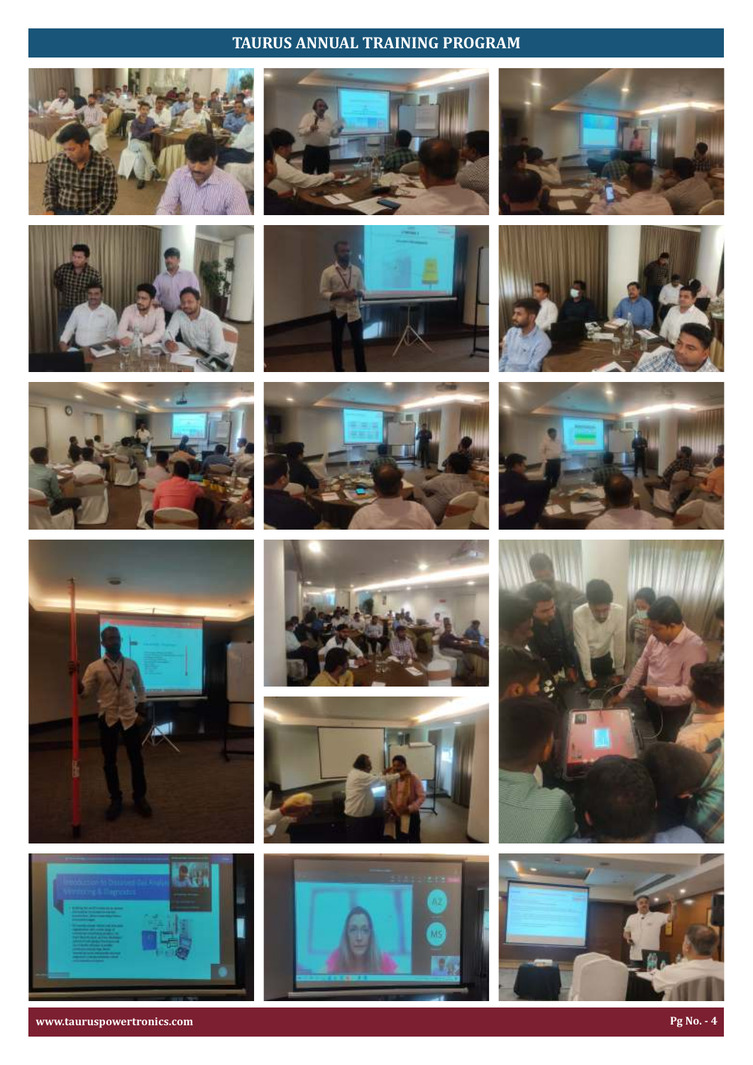# TAURUS ANNUAL TRAINING PROGRAM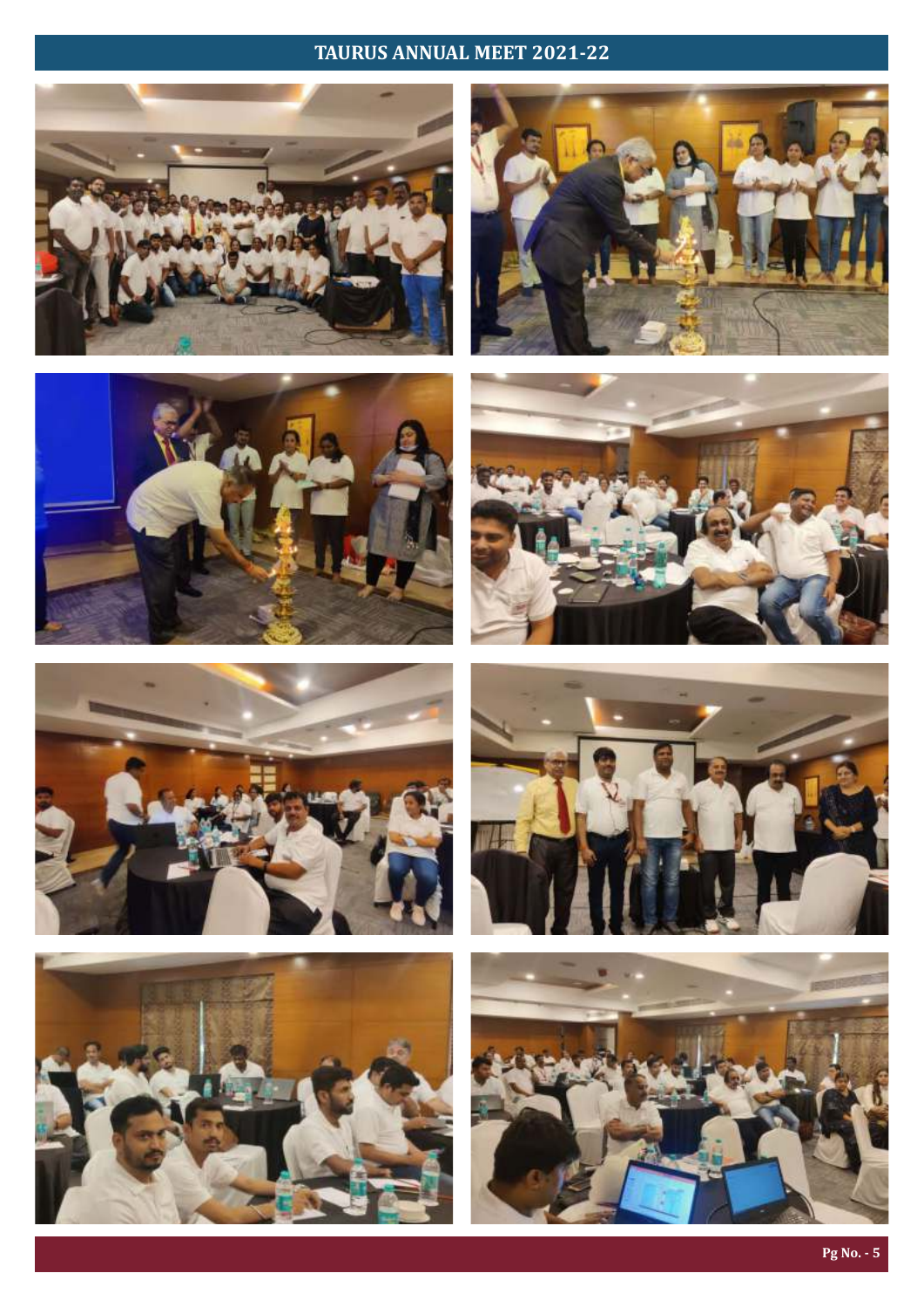# TAURUS ANNUAL MEET 2021-22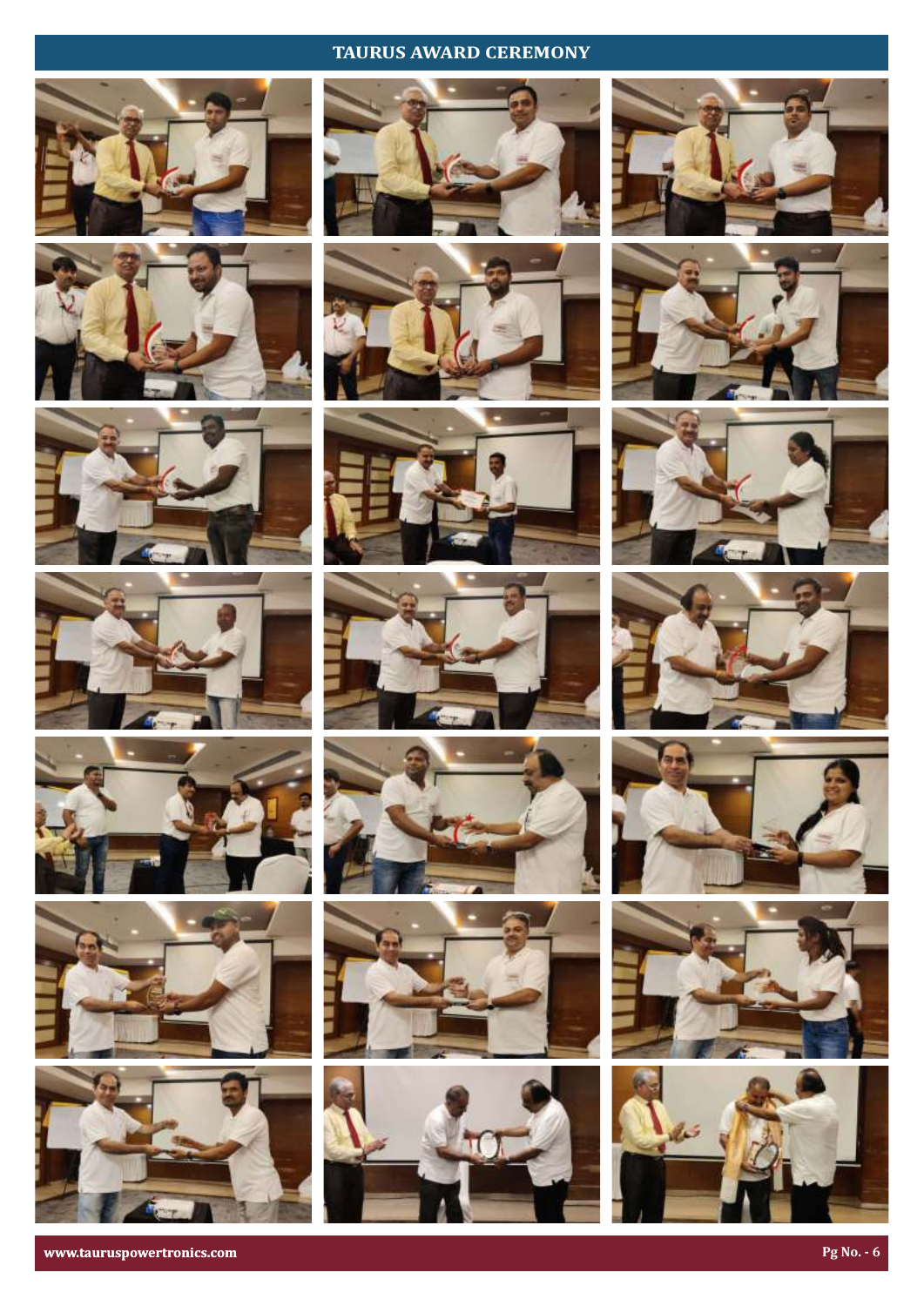# TAURUS AWARD CEREMONY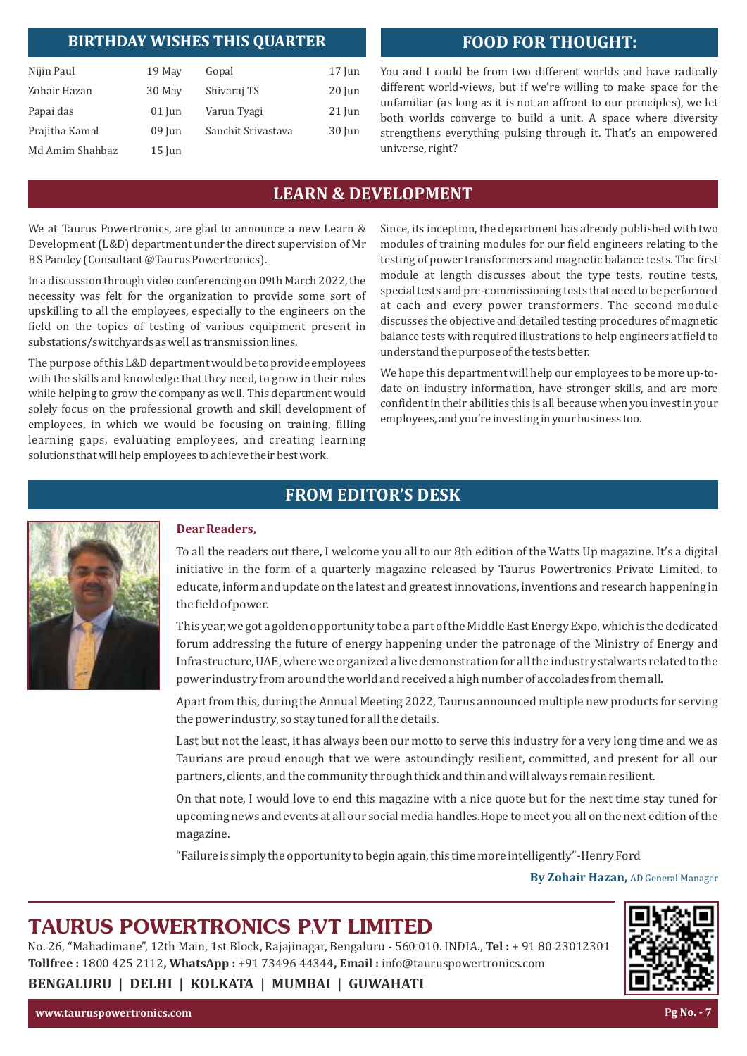## BIRTHDAY WISHES THIS QUARTER

| | | | |
|---|---|---|---|
| Nijin Paul | 19 May | Gopal | 17 Jun |
| Zohair Hazan | 30 May | Shivaraj TS | 20 Jun |
| Papai das | 01 Jun | Varun Tyagi | 21 Jun |
| Prajitha Kamal | 09 Jun | Sanchit Srivastava | 30 Jun |
| Md Amim Shahbaz | 15 Jun | | |

## FOOD FOR THOUGHT:

You and I could be from two different worlds and have radically different world-views, but if we're willing to make space for the unfamiliar (as long as it is not an affront to our principles), we let both worlds converge to build a unit. A space where diversity strengthens everything pulsing through it. That's an empowered universe, right?

## LEARN & DEVELOPMENT

We at Taurus Powertronics, are glad to announce a new Learn & Development (L&D) department under the direct supervision of Mr B S Pandey (Consultant @Taurus Powertronics).

In a discussion through video conferencing on 09th March 2022, the necessity was felt for the organization to provide some sort of upskilling to all the employees, especially to the engineers on the field on the topics of testing of various equipment present in substations/switchyards as well as transmission lines.

The purpose of this L&D department would be to provide employees with the skills and knowledge that they need, to grow in their roles while helping to grow the company as well. This department would solely focus on the professional growth and skill development of employees, in which we would be focusing on training, filling learning gaps, evaluating employees, and creating learning solutions that will help employees to achieve their best work.

Since, its inception, the department has already published with two modules of training modules for our field engineers relating to the testing of power transformers and magnetic balance tests. The first module at length discusses about the type tests, routine tests, special tests and pre-commissioning tests that need to be performed at each and every power transformers. The second module discusses the objective and detailed testing procedures of magnetic balance tests with required illustrations to help engineers at field to understand the purpose of the tests better.

We hope this department will help our employees to be more up-to-date on industry information, have stronger skills, and are more confident in their abilities this is all because when you invest in your employees, and you're investing in your business too.

## FROM EDITOR'S DESK

**Dear Readers,**

To all the readers out there, I welcome you all to our 8th edition of the Watts Up magazine. It's a digital initiative in the form of a quarterly magazine released by Taurus Powertronics Private Limited, to educate, inform and update on the latest and greatest innovations, inventions and research happening in the field of power.

This year, we got a golden opportunity to be a part of the Middle East Energy Expo, which is the dedicated forum addressing the future of energy happening under the patronage of the Ministry of Energy and Infrastructure, UAE, where we organized a live demonstration for all the industry stalwarts related to the power industry from around the world and received a high number of accolades from them all.

Apart from this, during the Annual Meeting 2022, Taurus announced multiple new products for serving the power industry, so stay tuned for all the details.

Last but not the least, it has always been our motto to serve this industry for a very long time and we as Taurians are proud enough that we were astoundingly resilient, committed, and present for all our partners, clients, and the community through thick and thin and will always remain resilient.

On that note, I would love to end this magazine with a nice quote but for the next time stay tuned for upcoming news and events at all our social media handles.Hope to meet you all on the next edition of the magazine.

"Failure is simply the opportunity to begin again, this time more intelligently"-Henry Ford

**By Zohair Hazan,** AD General Manager

**TAURUS POWERTRONICS PVT LIMITED**

No. 26, "Mahadimane", 12th Main, 1st Block, Rajajinagar, Bengaluru - 560 010. INDIA., **Tel :** + 91 80 23012301
**Tollfree :** 1800 425 2112**, WhatsApp :** +91 73496 44344**, Email :** info@tauruspowertronics.com

**BENGALURU | DELHI | KOLKATA | MUMBAI | GUWAHATI**

**www.tauruspowertronics.com**